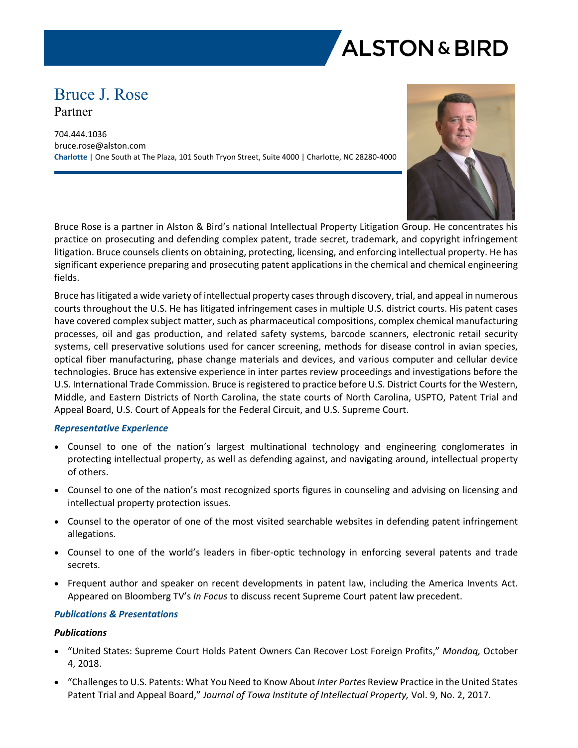# ALSTON & BIRD

# Bruce J. Rose

Partner

704.444.1036
bruce.rose@alston.com
**Charlotte** | One South at The Plaza, 101 South Tryon Street, Suite 4000 | Charlotte, NC 28280-4000

Bruce Rose is a partner in Alston & Bird's national Intellectual Property Litigation Group. He concentrates his practice on prosecuting and defending complex patent, trade secret, trademark, and copyright infringement litigation. Bruce counsels clients on obtaining, protecting, licensing, and enforcing intellectual property. He has significant experience preparing and prosecuting patent applications in the chemical and chemical engineering fields.

Bruce has litigated a wide variety of intellectual property cases through discovery, trial, and appeal in numerous courts throughout the U.S. He has litigated infringement cases in multiple U.S. district courts. His patent cases have covered complex subject matter, such as pharmaceutical compositions, complex chemical manufacturing processes, oil and gas production, and related safety systems, barcode scanners, electronic retail security systems, cell preservative solutions used for cancer screening, methods for disease control in avian species, optical fiber manufacturing, phase change materials and devices, and various computer and cellular device technologies. Bruce has extensive experience in inter partes review proceedings and investigations before the U.S. International Trade Commission. Bruce is registered to practice before U.S. District Courts for the Western, Middle, and Eastern Districts of North Carolina, the state courts of North Carolina, USPTO, Patent Trial and Appeal Board, U.S. Court of Appeals for the Federal Circuit, and U.S. Supreme Court.

### *Representative Experience*

- Counsel to one of the nation's largest multinational technology and engineering conglomerates in protecting intellectual property, as well as defending against, and navigating around, intellectual property of others.
- Counsel to one of the nation's most recognized sports figures in counseling and advising on licensing and intellectual property protection issues.
- Counsel to the operator of one of the most visited searchable websites in defending patent infringement allegations.
- Counsel to one of the world's leaders in fiber-optic technology in enforcing several patents and trade secrets.
- Frequent author and speaker on recent developments in patent law, including the America Invents Act. Appeared on Bloomberg TV's *In Focus* to discuss recent Supreme Court patent law precedent.

### *Publications & Presentations*

#### *Publications*

- "United States: Supreme Court Holds Patent Owners Can Recover Lost Foreign Profits," *Mondaq,* October 4, 2018.
- "Challenges to U.S. Patents: What You Need to Know About *Inter Partes* Review Practice in the United States Patent Trial and Appeal Board," *Journal of Towa Institute of Intellectual Property,* Vol. 9, No. 2, 2017.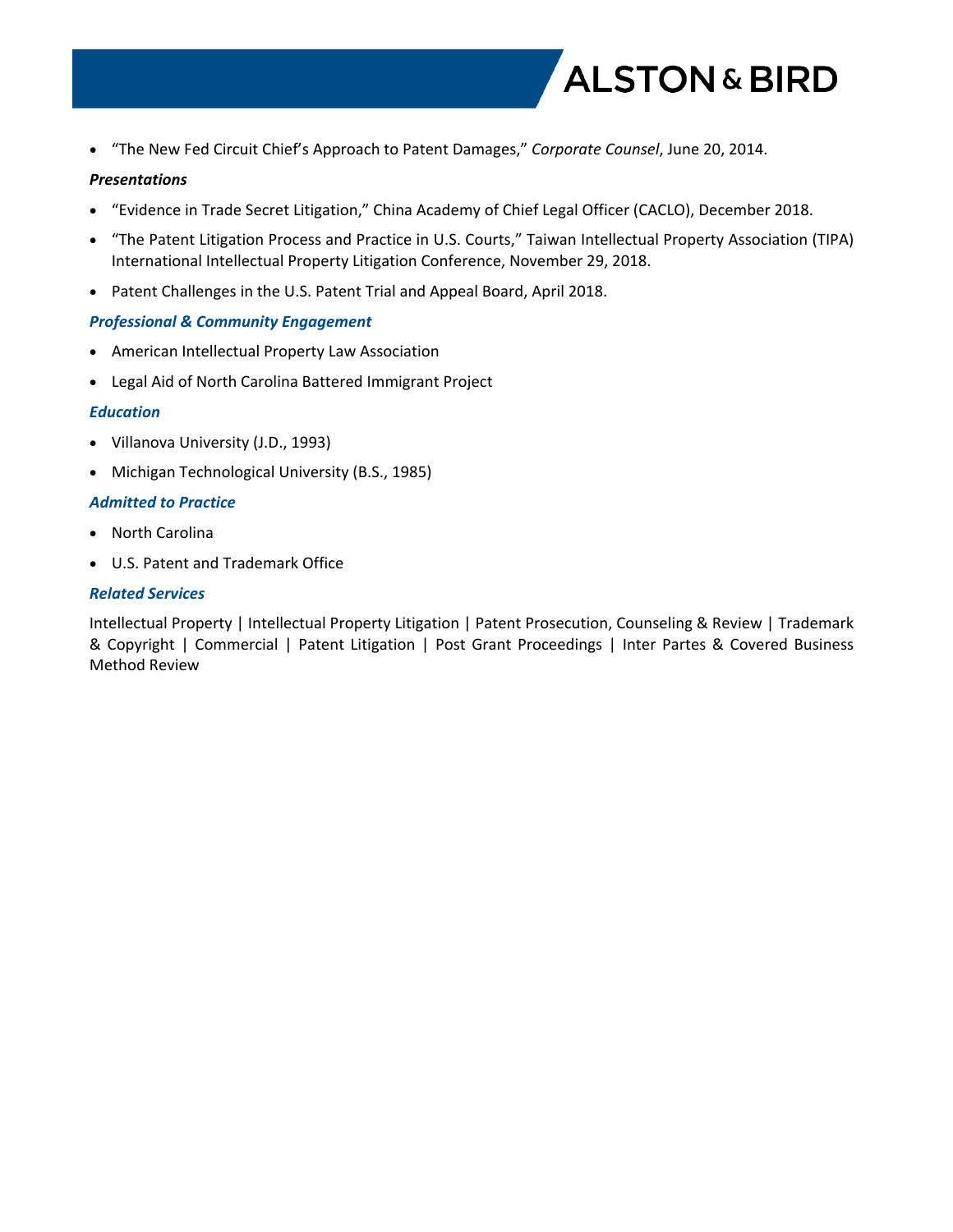- "The New Fed Circuit Chief's Approach to Patent Damages," *Corporate Counsel*, June 20, 2014.

***Presentations***

- "Evidence in Trade Secret Litigation," China Academy of Chief Legal Officer (CACLO), December 2018.
- "The Patent Litigation Process and Practice in U.S. Courts," Taiwan Intellectual Property Association (TIPA) International Intellectual Property Litigation Conference, November 29, 2018.
- Patent Challenges in the U.S. Patent Trial and Appeal Board, April 2018.

***Professional & Community Engagement***

- American Intellectual Property Law Association
- Legal Aid of North Carolina Battered Immigrant Project

***Education***

- Villanova University (J.D., 1993)
- Michigan Technological University (B.S., 1985)

***Admitted to Practice***

- North Carolina
- U.S. Patent and Trademark Office

***Related Services***

Intellectual Property | Intellectual Property Litigation | Patent Prosecution, Counseling & Review | Trademark & Copyright | Commercial | Patent Litigation | Post Grant Proceedings | Inter Partes & Covered Business Method Review